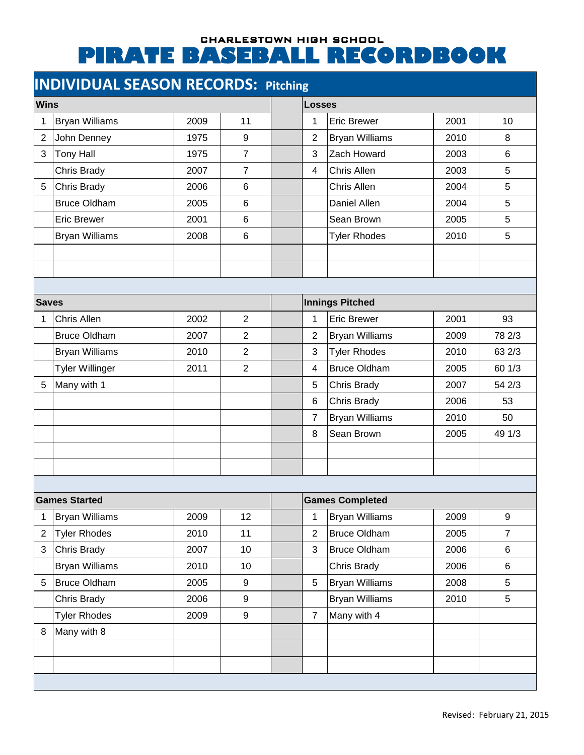### CHARLESTOWN HIGH SCHOOL

# PIRATE BASEBALL RECORDBOOK

## INDIVIDUAL SEASON RECORDS: Pitching

### Wins

| | Name | Year | Wins |
|---|---|---|---|
| 1 | Bryan Williams | 2009 | 11 |
| 2 | John Denney | 1975 | 9 |
| 3 | Tony Hall | 1975 | 7 |
| | Chris Brady | 2007 | 7 |
| 5 | Chris Brady | 2006 | 6 |
| | Bruce Oldham | 2005 | 6 |
| | Eric Brewer | 2001 | 6 |
| | Bryan Williams | 2008 | 6 |

### Losses

| | Name | Year | Losses |
|---|---|---|---|
| 1 | Eric Brewer | 2001 | 10 |
| 2 | Bryan Williams | 2010 | 8 |
| 3 | Zach Howard | 2003 | 6 |
| 4 | Chris Allen | 2003 | 5 |
| | Chris Allen | 2004 | 5 |
| | Daniel Allen | 2004 | 5 |
| | Sean Brown | 2005 | 5 |
| | Tyler Rhodes | 2010 | 5 |

### Saves

| | Name | Year | Saves |
|---|---|---|---|
| 1 | Chris Allen | 2002 | 2 |
| | Bruce Oldham | 2007 | 2 |
| | Bryan Williams | 2010 | 2 |
| | Tyler Willinger | 2011 | 2 |
| 5 | Many with 1 | | |

### Innings Pitched

| | Name | Year | Innings |
|---|---|---|---|
| 1 | Eric Brewer | 2001 | 93 |
| 2 | Bryan Williams | 2009 | 78 2/3 |
| 3 | Tyler Rhodes | 2010 | 63 2/3 |
| 4 | Bruce Oldham | 2005 | 60 1/3 |
| 5 | Chris Brady | 2007 | 54 2/3 |
| 6 | Chris Brady | 2006 | 53 |
| 7 | Bryan Williams | 2010 | 50 |
| 8 | Sean Brown | 2005 | 49 1/3 |

### Games Started

| | Name | Year | Games |
|---|---|---|---|
| 1 | Bryan Williams | 2009 | 12 |
| 2 | Tyler Rhodes | 2010 | 11 |
| 3 | Chris Brady | 2007 | 10 |
| | Bryan Williams | 2010 | 10 |
| 5 | Bruce Oldham | 2005 | 9 |
| | Chris Brady | 2006 | 9 |
| | Tyler Rhodes | 2009 | 9 |
| 8 | Many with 8 | | |

### Games Completed

| | Name | Year | Games |
|---|---|---|---|
| 1 | Bryan Williams | 2009 | 9 |
| 2 | Bruce Oldham | 2005 | 7 |
| 3 | Bruce Oldham | 2006 | 6 |
| | Chris Brady | 2006 | 6 |
| 5 | Bryan Williams | 2008 | 5 |
| | Bryan Williams | 2010 | 5 |
| 7 | Many with 4 | | |

Revised: February 21, 2015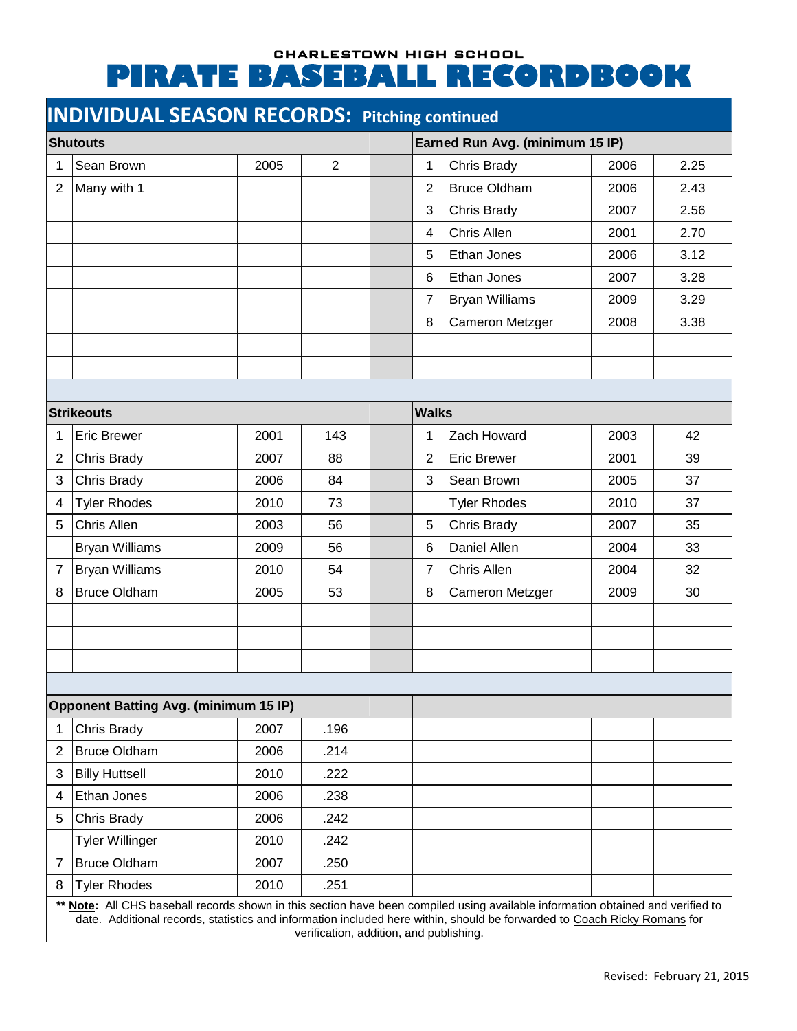CHARLESTOWN HIGH SCHOOL

# PIRATE BASEBALL RECORDBOOK

## INDIVIDUAL SEASON RECORDS: Pitching continued

### Shutouts

| | | | |
|---|---|---|---|
| 1 | Sean Brown | 2005 | 2 |
| 2 | Many with 1 | | |

### Earned Run Avg. (minimum 15 IP)

| | | | |
|---|---|---|---|
| 1 | Chris Brady | 2006 | 2.25 |
| 2 | Bruce Oldham | 2006 | 2.43 |
| 3 | Chris Brady | 2007 | 2.56 |
| 4 | Chris Allen | 2001 | 2.70 |
| 5 | Ethan Jones | 2006 | 3.12 |
| 6 | Ethan Jones | 2007 | 3.28 |
| 7 | Bryan Williams | 2009 | 3.29 |
| 8 | Cameron Metzger | 2008 | 3.38 |

### Strikeouts

| | | | |
|---|---|---|---|
| 1 | Eric Brewer | 2001 | 143 |
| 2 | Chris Brady | 2007 | 88 |
| 3 | Chris Brady | 2006 | 84 |
| 4 | Tyler Rhodes | 2010 | 73 |
| 5 | Chris Allen | 2003 | 56 |
| | Bryan Williams | 2009 | 56 |
| 7 | Bryan Williams | 2010 | 54 |
| 8 | Bruce Oldham | 2005 | 53 |

### Walks

| | | | |
|---|---|---|---|
| 1 | Zach Howard | 2003 | 42 |
| 2 | Eric Brewer | 2001 | 39 |
| 3 | Sean Brown | 2005 | 37 |
| | Tyler Rhodes | 2010 | 37 |
| 5 | Chris Brady | 2007 | 35 |
| 6 | Daniel Allen | 2004 | 33 |
| 7 | Chris Allen | 2004 | 32 |
| 8 | Cameron Metzger | 2009 | 30 |

### Opponent Batting Avg. (minimum 15 IP)

| | | | |
|---|---|---|---|
| 1 | Chris Brady | 2007 | .196 |
| 2 | Bruce Oldham | 2006 | .214 |
| 3 | Billy Huttsell | 2010 | .222 |
| 4 | Ethan Jones | 2006 | .238 |
| 5 | Chris Brady | 2006 | .242 |
| | Tyler Willinger | 2010 | .242 |
| 7 | Bruce Oldham | 2007 | .250 |
| 8 | Tyler Rhodes | 2010 | .251 |

** **Note:** All CHS baseball records shown in this section have been compiled using available information obtained and verified to date. Additional records, statistics and information included here within, should be forwarded to Coach Ricky Romans for verification, addition, and publishing.

Revised: February 21, 2015